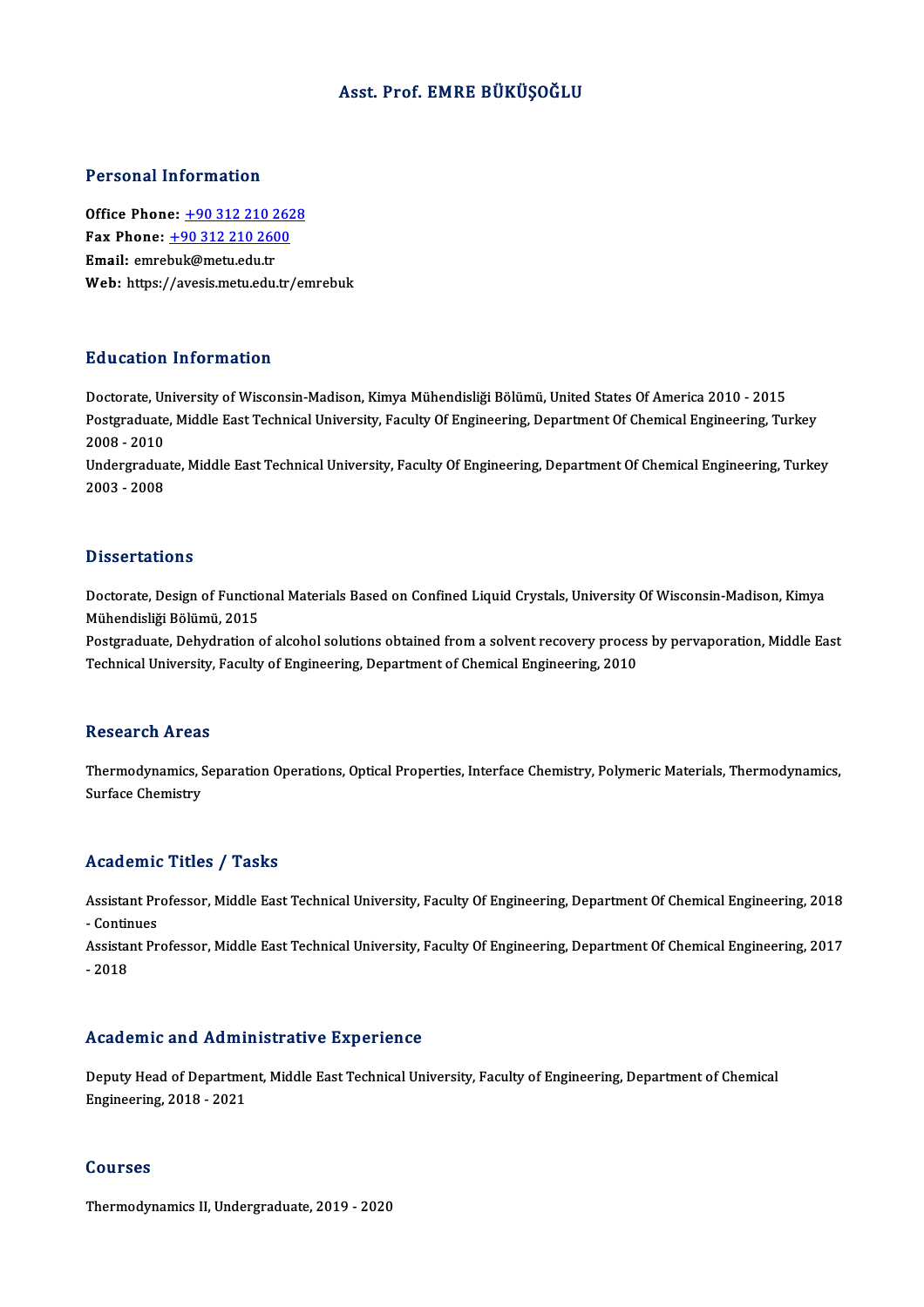# Asst. Prof. EMRE BÜKÜŞOĞLU

## Personal Information

**Office Phone:** +90 312 210 2628
**Fax Phone:** +90 312 210 2600
**Email:** emrebuk@metu.edu.tr
**Web:** https://avesis.metu.edu.tr/emrebuk

## Education Information

Doctorate, University of Wisconsin-Madison, Kimya Mühendisliği Bölümü, United States Of America 2010 - 2015
Postgraduate, Middle East Technical University, Faculty Of Engineering, Department Of Chemical Engineering, Turkey 2008 - 2010
Undergraduate, Middle East Technical University, Faculty Of Engineering, Department Of Chemical Engineering, Turkey 2003 - 2008

## Dissertations

Doctorate, Design of Functional Materials Based on Confined Liquid Crystals, University Of Wisconsin-Madison, Kimya Mühendisliği Bölümü, 2015
Postgraduate, Dehydration of alcohol solutions obtained from a solvent recovery process by pervaporation, Middle East Technical University, Faculty of Engineering, Department of Chemical Engineering, 2010

## Research Areas

Thermodynamics, Separation Operations, Optical Properties, Interface Chemistry, Polymeric Materials, Thermodynamics, Surface Chemistry

## Academic Titles / Tasks

Assistant Professor, Middle East Technical University, Faculty Of Engineering, Department Of Chemical Engineering, 2018 - Continues
Assistant Professor, Middle East Technical University, Faculty Of Engineering, Department Of Chemical Engineering, 2017 - 2018

## Academic and Administrative Experience

Deputy Head of Department, Middle East Technical University, Faculty of Engineering, Department of Chemical Engineering, 2018 - 2021

## Courses

Thermodynamics II, Undergraduate, 2019 - 2020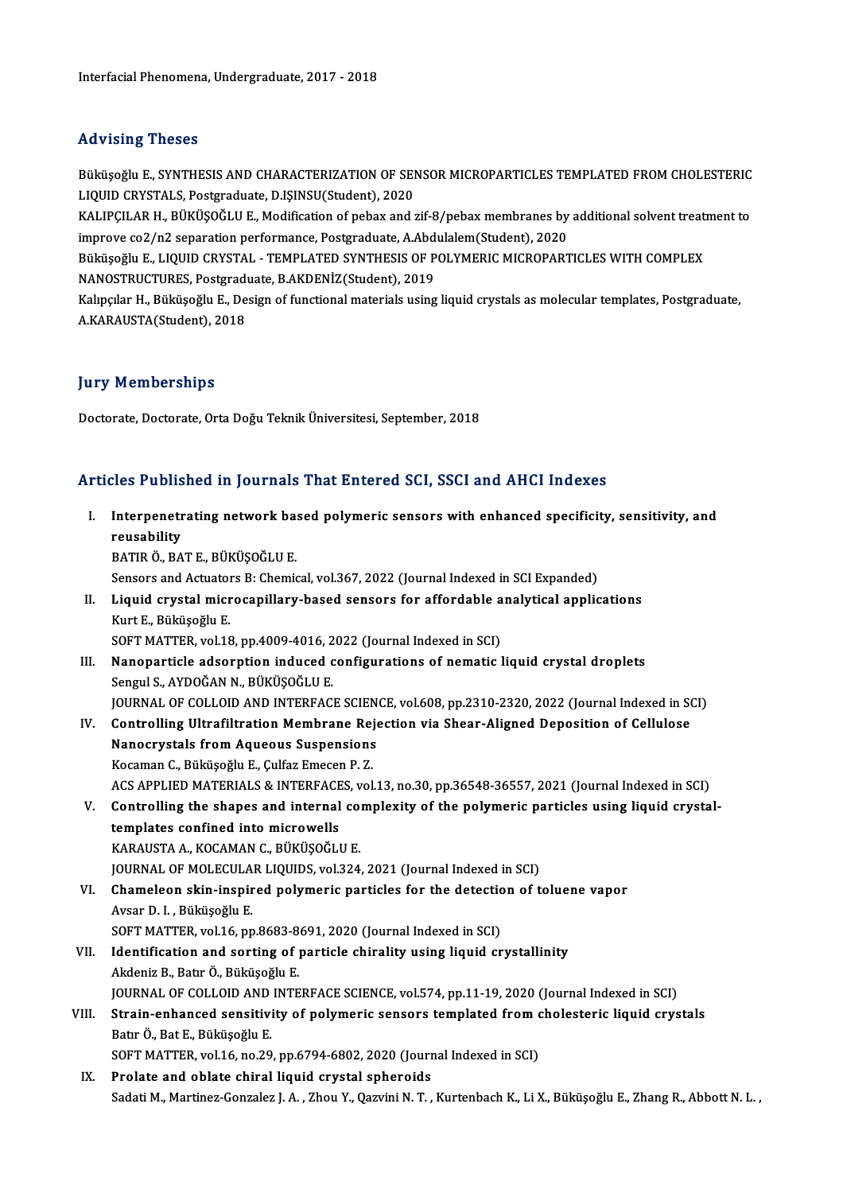Interfacial Phenomena, Undergraduate, 2017 - 2018

## Advising Theses

Büküşoğlu E., SYNTHESIS AND CHARACTERIZATION OF SENSOR MICROPARTICLES TEMPLATED FROM CHOLESTERIC LIQUID CRYSTALS, Postgraduate, D.IŞINSU(Student), 2020

KALIPÇILAR H., BÜKÜŞOĞLU E., Modification of pebax and zif-8/pebax membranes by additional solvent treatment to improve co2/n2 separation performance, Postgraduate, A.Abdulalem(Student), 2020

Büküşoğlu E., LIQUID CRYSTAL - TEMPLATED SYNTHESIS OF POLYMERIC MICROPARTICLES WITH COMPLEX NANOSTRUCTURES, Postgraduate, B.AKDENİZ(Student), 2019

Kalıpçılar H., Büküşoğlu E., Design of functional materials using liquid crystals as molecular templates, Postgraduate, A.KARAUSTA(Student), 2018

## Jury Memberships

Doctorate, Doctorate, Orta Doğu Teknik Üniversitesi, September, 2018

## Articles Published in Journals That Entered SCI, SSCI and AHCI Indexes

I. **Interpenetrating network based polymeric sensors with enhanced specificity, sensitivity, and reusability**
BATIR Ö., BAT E., BÜKÜŞOĞLU E.
Sensors and Actuators B: Chemical, vol.367, 2022 (Journal Indexed in SCI Expanded)

II. **Liquid crystal microcapillary-based sensors for affordable analytical applications**
Kurt E., Büküşoğlu E.
SOFT MATTER, vol.18, pp.4009-4016, 2022 (Journal Indexed in SCI)

III. **Nanoparticle adsorption induced configurations of nematic liquid crystal droplets**
Sengul S., AYDOĞAN N., BÜKÜŞOĞLU E.
JOURNAL OF COLLOID AND INTERFACE SCIENCE, vol.608, pp.2310-2320, 2022 (Journal Indexed in SCI)

IV. **Controlling Ultrafiltration Membrane Rejection via Shear-Aligned Deposition of Cellulose Nanocrystals from Aqueous Suspensions**
Kocaman C., Büküşoğlu E., Çulfaz Emecen P. Z.
ACS APPLIED MATERIALS & INTERFACES, vol.13, no.30, pp.36548-36557, 2021 (Journal Indexed in SCI)

V. **Controlling the shapes and internal complexity of the polymeric particles using liquid crystal-templates confined into microwells**
KARAUSTA A., KOCAMAN C., BÜKÜŞOĞLU E.
JOURNAL OF MOLECULAR LIQUIDS, vol.324, 2021 (Journal Indexed in SCI)

VI. **Chameleon skin-inspired polymeric particles for the detection of toluene vapor**
Avsar D. I. , Büküşoğlu E.
SOFT MATTER, vol.16, pp.8683-8691, 2020 (Journal Indexed in SCI)

VII. **Identification and sorting of particle chirality using liquid crystallinity**
Akdeniz B., Batır Ö., Büküşoğlu E.
JOURNAL OF COLLOID AND INTERFACE SCIENCE, vol.574, pp.11-19, 2020 (Journal Indexed in SCI)

VIII. **Strain-enhanced sensitivity of polymeric sensors templated from cholesteric liquid crystals**
Batır Ö., Bat E., Büküşoğlu E.
SOFT MATTER, vol.16, no.29, pp.6794-6802, 2020 (Journal Indexed in SCI)

IX. **Prolate and oblate chiral liquid crystal spheroids**
Sadati M., Martinez-Gonzalez J. A. , Zhou Y., Qazvini N. T. , Kurtenbach K., Li X., Büküşoğlu E., Zhang R., Abbott N. L. ,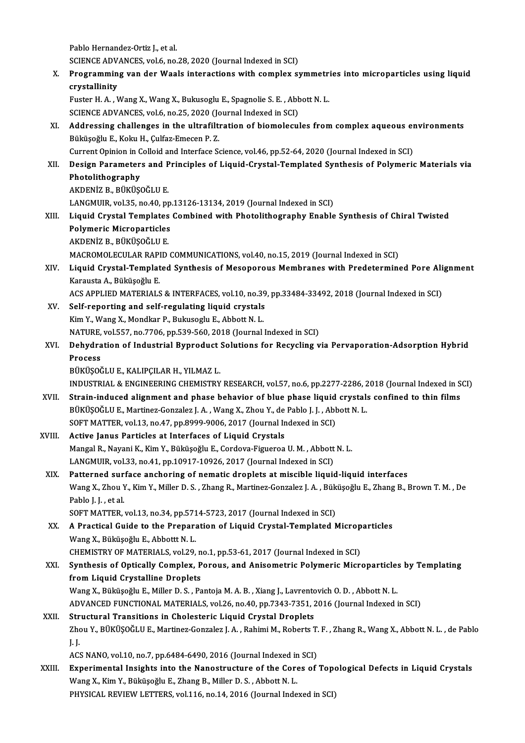Pablo Hernandez-Ortiz J., et al.
SCIENCE ADVANCES, vol.6, no.28, 2020 (Journal Indexed in SCI)

X. **Programming van der Waals interactions with complex symmetries into microparticles using liquid crystallinity**
Fuster H. A. , Wang X., Wang X., Bukusoglu E., Spagnolie S. E. , Abbott N. L.
SCIENCE ADVANCES, vol.6, no.25, 2020 (Journal Indexed in SCI)

XI. **Addressing challenges in the ultrafiltration of biomolecules from complex aqueous environments**
Büküşoğlu E., Koku H., Çulfaz-Emecen P. Z.
Current Opinion in Colloid and Interface Science, vol.46, pp.52-64, 2020 (Journal Indexed in SCI)

XII. **Design Parameters and Principles of Liquid-Crystal-Templated Synthesis of Polymeric Materials via Photolithography**
AKDENİZ B., BÜKÜŞOĞLU E.
LANGMUIR, vol.35, no.40, pp.13126-13134, 2019 (Journal Indexed in SCI)

XIII. **Liquid Crystal Templates Combined with Photolithography Enable Synthesis of Chiral Twisted Polymeric Microparticles**
AKDENİZ B., BÜKÜŞOĞLU E.
MACROMOLECULAR RAPID COMMUNICATIONS, vol.40, no.15, 2019 (Journal Indexed in SCI)

XIV. **Liquid Crystal-Templated Synthesis of Mesoporous Membranes with Predetermined Pore Alignment**
Karausta A., Büküşoğlu E.
ACS APPLIED MATERIALS & INTERFACES, vol.10, no.39, pp.33484-33492, 2018 (Journal Indexed in SCI)

XV. **Self-reporting and self-regulating liquid crystals**
Kim Y., Wang X., Mondkar P., Bukusoglu E., Abbott N. L.
NATURE, vol.557, no.7706, pp.539-560, 2018 (Journal Indexed in SCI)

XVI. **Dehydration of Industrial Byproduct Solutions for Recycling via Pervaporation-Adsorption Hybrid Process**
BÜKÜŞOĞLU E., KALIPÇILAR H., YILMAZ L.
INDUSTRIAL & ENGINEERING CHEMISTRY RESEARCH, vol.57, no.6, pp.2277-2286, 2018 (Journal Indexed in SCI)

XVII. **Strain-induced alignment and phase behavior of blue phase liquid crystals confined to thin films**
BÜKÜŞOĞLU E., Martinez-Gonzalez J. A. , Wang X., Zhou Y., de Pablo J. J. , Abbott N. L.
SOFT MATTER, vol.13, no.47, pp.8999-9006, 2017 (Journal Indexed in SCI)

XVIII. **Active Janus Particles at Interfaces of Liquid Crystals**
Mangal R., Nayani K., Kim Y., Büküşoğlu E., Cordova-Figueroa U. M. , Abbott N. L.
LANGMUIR, vol.33, no.41, pp.10917-10926, 2017 (Journal Indexed in SCI)

XIX. **Patterned surface anchoring of nematic droplets at miscible liquid-liquid interfaces**
Wang X., Zhou Y., Kim Y., Miller D. S. , Zhang R., Martinez-Gonzalez J. A. , Büküşoğlu E., Zhang B., Brown T. M. , De Pablo J. J. , et al.
SOFT MATTER, vol.13, no.34, pp.5714-5723, 2017 (Journal Indexed in SCI)

XX. **A Practical Guide to the Preparation of Liquid Crystal-Templated Microparticles**
Wang X., Büküşoğlu E., Abbottt N. L.
CHEMISTRY OF MATERIALS, vol.29, no.1, pp.53-61, 2017 (Journal Indexed in SCI)

XXI. **Synthesis of Optically Complex, Porous, and Anisometric Polymeric Microparticles by Templating from Liquid Crystalline Droplets**
Wang X., Büküşoğlu E., Miller D. S. , Pantoja M. A. B. , Xiang J., Lavrentovich O. D. , Abbott N. L.
ADVANCED FUNCTIONAL MATERIALS, vol.26, no.40, pp.7343-7351, 2016 (Journal Indexed in SCI)

XXII. **Structural Transitions in Cholesteric Liquid Crystal Droplets**
Zhou Y., BÜKÜŞOĞLU E., Martinez-Gonzalez J. A. , Rahimi M., Roberts T. F. , Zhang R., Wang X., Abbott N. L. , de Pablo J. J.
ACS NANO, vol.10, no.7, pp.6484-6490, 2016 (Journal Indexed in SCI)

XXIII. **Experimental Insights into the Nanostructure of the Cores of Topological Defects in Liquid Crystals**
Wang X., Kim Y., Büküşoğlu E., Zhang B., Miller D. S. , Abbott N. L.
PHYSICAL REVIEW LETTERS, vol.116, no.14, 2016 (Journal Indexed in SCI)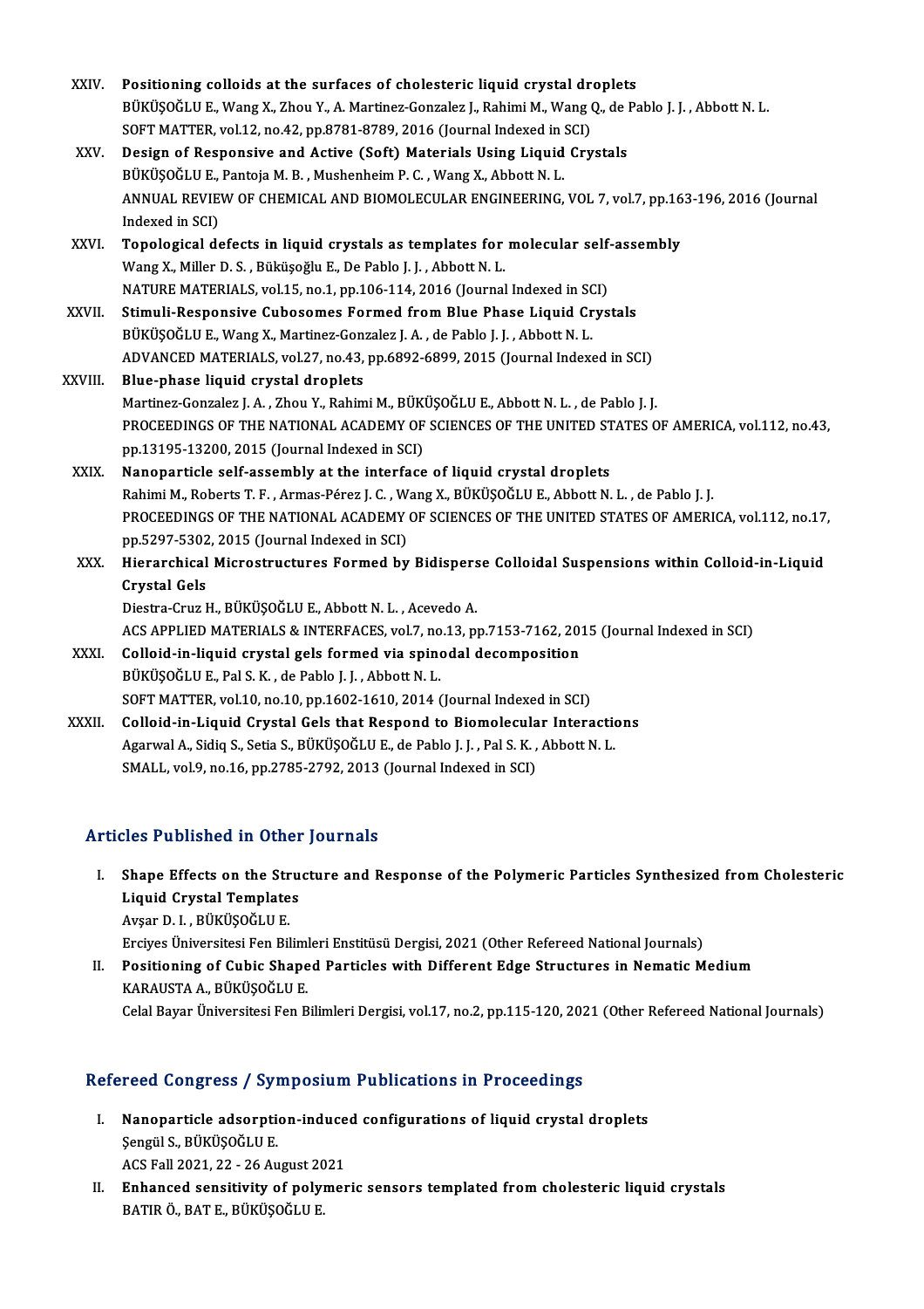XXIV. **Positioning colloids at the surfaces of cholesteric liquid crystal droplets**
BÜKÜŞOĞLU E., Wang X., Zhou Y., A. Martinez-Gonzalez J., Rahimi M., Wang Q., de Pablo J. J. , Abbott N. L.
SOFT MATTER, vol.12, no.42, pp.8781-8789, 2016 (Journal Indexed in SCI)

XXV. **Design of Responsive and Active (Soft) Materials Using Liquid Crystals**
BÜKÜŞOĞLU E., Pantoja M. B. , Mushenheim P. C. , Wang X., Abbott N. L.
ANNUAL REVIEW OF CHEMICAL AND BIOMOLECULAR ENGINEERING, VOL 7, vol.7, pp.163-196, 2016 (Journal Indexed in SCI)

XXVI. **Topological defects in liquid crystals as templates for molecular self-assembly**
Wang X., Miller D. S. , Büküşoğlu E., De Pablo J. J. , Abbott N. L.
NATURE MATERIALS, vol.15, no.1, pp.106-114, 2016 (Journal Indexed in SCI)

XXVII. **Stimuli-Responsive Cubosomes Formed from Blue Phase Liquid Crystals**
BÜKÜŞOĞLU E., Wang X., Martinez-Gonzalez J. A. , de Pablo J. J. , Abbott N. L.
ADVANCED MATERIALS, vol.27, no.43, pp.6892-6899, 2015 (Journal Indexed in SCI)

XXVIII. **Blue-phase liquid crystal droplets**
Martinez-Gonzalez J. A. , Zhou Y., Rahimi M., BÜKÜŞOĞLU E., Abbott N. L. , de Pablo J. J.
PROCEEDINGS OF THE NATIONAL ACADEMY OF SCIENCES OF THE UNITED STATES OF AMERICA, vol.112, no.43, pp.13195-13200, 2015 (Journal Indexed in SCI)

XXIX. **Nanoparticle self-assembly at the interface of liquid crystal droplets**
Rahimi M., Roberts T. F. , Armas-Pérez J. C. , Wang X., BÜKÜŞOĞLU E., Abbott N. L. , de Pablo J. J.
PROCEEDINGS OF THE NATIONAL ACADEMY OF SCIENCES OF THE UNITED STATES OF AMERICA, vol.112, no.17, pp.5297-5302, 2015 (Journal Indexed in SCI)

XXX. **Hierarchical Microstructures Formed by Bidisperse Colloidal Suspensions within Colloid-in-Liquid Crystal Gels**
Diestra-Cruz H., BÜKÜŞOĞLU E., Abbott N. L. , Acevedo A.
ACS APPLIED MATERIALS & INTERFACES, vol.7, no.13, pp.7153-7162, 2015 (Journal Indexed in SCI)

XXXI. **Colloid-in-liquid crystal gels formed via spinodal decomposition**
BÜKÜŞOĞLU E., Pal S. K. , de Pablo J. J. , Abbott N. L.
SOFT MATTER, vol.10, no.10, pp.1602-1610, 2014 (Journal Indexed in SCI)

XXXII. **Colloid-in-Liquid Crystal Gels that Respond to Biomolecular Interactions**
Agarwal A., Sidiq S., Setia S., BÜKÜŞOĞLU E., de Pablo J. J. , Pal S. K. , Abbott N. L.
SMALL, vol.9, no.16, pp.2785-2792, 2013 (Journal Indexed in SCI)

## Articles Published in Other Journals

I. **Shape Effects on the Structure and Response of the Polymeric Particles Synthesized from Cholesteric Liquid Crystal Templates**
Avşar D. I. , BÜKÜŞOĞLU E.
Erciyes Üniversitesi Fen Bilimleri Enstitüsü Dergisi, 2021 (Other Refereed National Journals)

II. **Positioning of Cubic Shaped Particles with Different Edge Structures in Nematic Medium**
KARAUSTA A., BÜKÜŞOĞLU E.
Celal Bayar Üniversitesi Fen Bilimleri Dergisi, vol.17, no.2, pp.115-120, 2021 (Other Refereed National Journals)

## Refereed Congress / Symposium Publications in Proceedings

I. **Nanoparticle adsorption-induced configurations of liquid crystal droplets**
Şengül S., BÜKÜŞOĞLU E.
ACS Fall 2021, 22 - 26 August 2021

II. **Enhanced sensitivity of polymeric sensors templated from cholesteric liquid crystals**
BATIR Ö., BAT E., BÜKÜŞOĞLU E.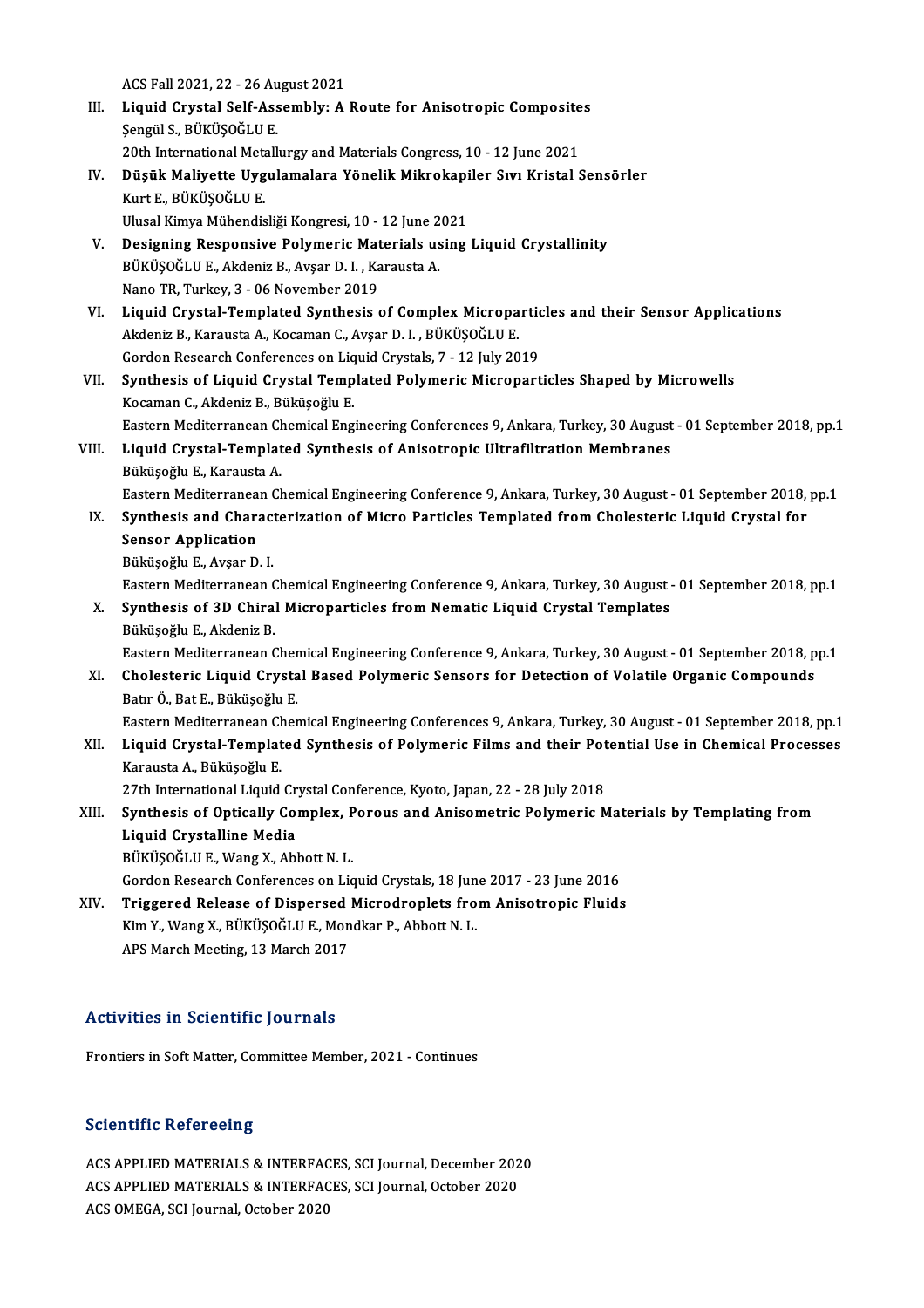ACS Fall 2021, 22 - 26 August 2021

III. **Liquid Crystal Self-Assembly: A Route for Anisotropic Composites**
Şengül S., BÜKÜŞOĞLU E.
20th International Metallurgy and Materials Congress, 10 - 12 June 2021

IV. **Düşük Maliyette Uygulamalara Yönelik Mikrokapiler Sıvı Kristal Sensörler**
Kurt E., BÜKÜŞOĞLU E.
Ulusal Kimya Mühendisliği Kongresi, 10 - 12 June 2021

V. **Designing Responsive Polymeric Materials using Liquid Crystallinity**
BÜKÜŞOĞLU E., Akdeniz B., Avşar D. I. , Karausta A.
Nano TR, Turkey, 3 - 06 November 2019

VI. **Liquid Crystal-Templated Synthesis of Complex Microparticles and their Sensor Applications**
Akdeniz B., Karausta A., Kocaman C., Avşar D. I. , BÜKÜŞOĞLU E.
Gordon Research Conferences on Liquid Crystals, 7 - 12 July 2019

VII. **Synthesis of Liquid Crystal Templated Polymeric Microparticles Shaped by Microwells**
Kocaman C., Akdeniz B., Büküşoğlu E.
Eastern Mediterranean Chemical Engineering Conferences 9, Ankara, Turkey, 30 August - 01 September 2018, pp.1

VIII. **Liquid Crystal-Templated Synthesis of Anisotropic Ultrafiltration Membranes**
Büküşoğlu E., Karausta A.
Eastern Mediterranean Chemical Engineering Conference 9, Ankara, Turkey, 30 August - 01 September 2018, pp.1

IX. **Synthesis and Characterization of Micro Particles Templated from Cholesteric Liquid Crystal for Sensor Application**
Büküşoğlu E., Avşar D. I.
Eastern Mediterranean Chemical Engineering Conference 9, Ankara, Turkey, 30 August - 01 September 2018, pp.1

X. **Synthesis of 3D Chiral Microparticles from Nematic Liquid Crystal Templates**
Büküşoğlu E., Akdeniz B.
Eastern Mediterranean Chemical Engineering Conference 9, Ankara, Turkey, 30 August - 01 September 2018, pp.1

XI. **Cholesteric Liquid Crystal Based Polymeric Sensors for Detection of Volatile Organic Compounds**
Batır Ö., Bat E., Büküşoğlu E.
Eastern Mediterranean Chemical Engineering Conferences 9, Ankara, Turkey, 30 August - 01 September 2018, pp.1

XII. **Liquid Crystal-Templated Synthesis of Polymeric Films and their Potential Use in Chemical Processes**
Karausta A., Büküşoğlu E.
27th International Liquid Crystal Conference, Kyoto, Japan, 22 - 28 July 2018

XIII. **Synthesis of Optically Complex, Porous and Anisometric Polymeric Materials by Templating from Liquid Crystalline Media**
BÜKÜŞOĞLU E., Wang X., Abbott N. L.
Gordon Research Conferences on Liquid Crystals, 18 June 2017 - 23 June 2016

XIV. **Triggered Release of Dispersed Microdroplets from Anisotropic Fluids**
Kim Y., Wang X., BÜKÜŞOĞLU E., Mondkar P., Abbott N. L.
APS March Meeting, 13 March 2017

## Activities in Scientific Journals

Frontiers in Soft Matter, Committee Member, 2021 - Continues

## Scientific Refereeing

ACS APPLIED MATERIALS & INTERFACES, SCI Journal, December 2020
ACS APPLIED MATERIALS & INTERFACES, SCI Journal, October 2020
ACS OMEGA, SCI Journal, October 2020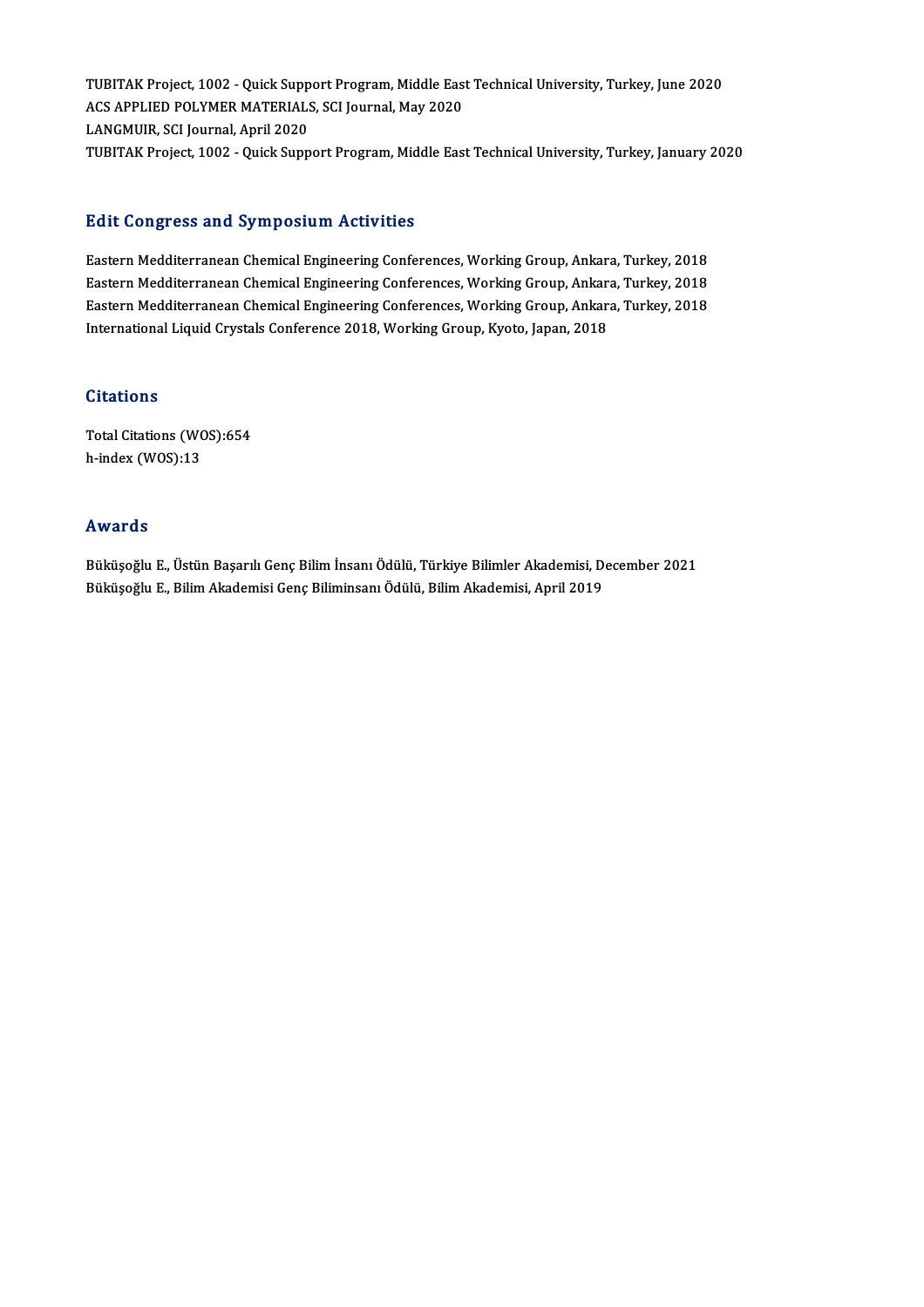TUBITAK Project, 1002 - Quick Support Program, Middle East Technical University, Turkey, June 2020
ACS APPLIED POLYMER MATERIALS, SCI Journal, May 2020
LANGMUIR, SCI Journal, April 2020
TUBITAK Project, 1002 - Quick Support Program, Middle East Technical University, Turkey, January 2020

## Edit Congress and Symposium Activities

Eastern Medditerranean Chemical Engineering Conferences, Working Group, Ankara, Turkey, 2018
Eastern Medditerranean Chemical Engineering Conferences, Working Group, Ankara, Turkey, 2018
Eastern Medditerranean Chemical Engineering Conferences, Working Group, Ankara, Turkey, 2018
International Liquid Crystals Conference 2018, Working Group, Kyoto, Japan, 2018

## Citations

Total Citations (WOS):654
h-index (WOS):13

## Awards

Büküşoğlu E., Üstün Başarılı Genç Bilim İnsanı Ödülü, Türkiye Bilimler Akademisi, December 2021
Büküşoğlu E., Bilim Akademisi Genç Biliminsanı Ödülü, Bilim Akademisi, April 2019